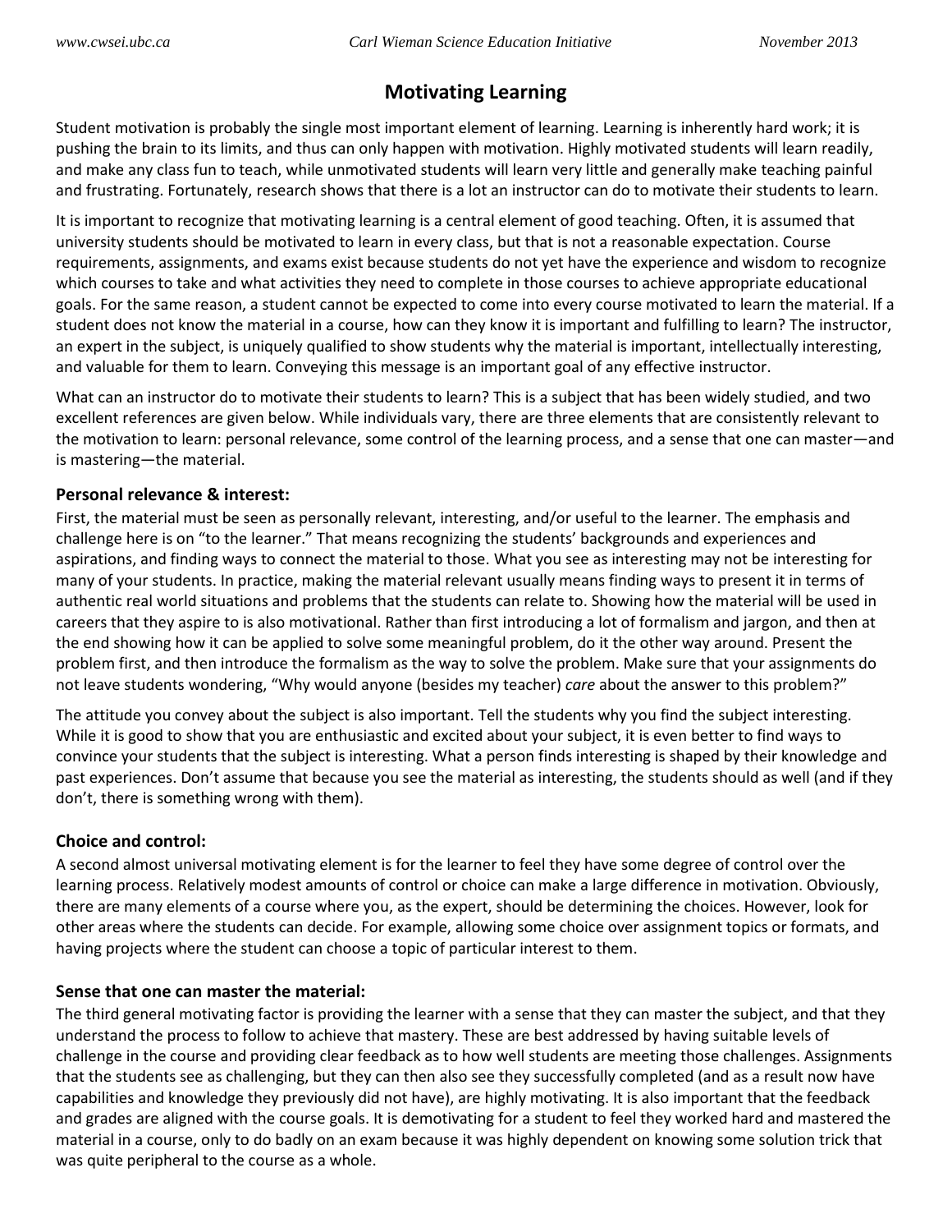# Motivating Learning

Student motivation is probably the single most important element of learning. Learning is inherently hard work; it is pushing the brain to its limits, and thus can only happen with motivation. Highly motivated students will learn readily, and make any class fun to teach, while unmotivated students will learn very little and generally make teaching painful and frustrating. Fortunately, research shows that there is a lot an instructor can do to motivate their students to learn.

It is important to recognize that motivating learning is a central element of good teaching. Often, it is assumed that university students should be motivated to learn in every class, but that is not a reasonable expectation. Course requirements, assignments, and exams exist because students do not yet have the experience and wisdom to recognize which courses to take and what activities they need to complete in those courses to achieve appropriate educational goals. For the same reason, a student cannot be expected to come into every course motivated to learn the material. If a student does not know the material in a course, how can they know it is important and fulfilling to learn? The instructor, an expert in the subject, is uniquely qualified to show students why the material is important, intellectually interesting, and valuable for them to learn. Conveying this message is an important goal of any effective instructor.

What can an instructor do to motivate their students to learn? This is a subject that has been widely studied, and two excellent references are given below. While individuals vary, there are three elements that are consistently relevant to the motivation to learn: personal relevance, some control of the learning process, and a sense that one can master—and is mastering—the material.

### Personal relevance & interest:

First, the material must be seen as personally relevant, interesting, and/or useful to the learner. The emphasis and challenge here is on "to the learner." That means recognizing the students' backgrounds and experiences and aspirations, and finding ways to connect the material to those. What you see as interesting may not be interesting for many of your students. In practice, making the material relevant usually means finding ways to present it in terms of authentic real world situations and problems that the students can relate to. Showing how the material will be used in careers that they aspire to is also motivational. Rather than first introducing a lot of formalism and jargon, and then at the end showing how it can be applied to solve some meaningful problem, do it the other way around. Present the problem first, and then introduce the formalism as the way to solve the problem. Make sure that your assignments do not leave students wondering, "Why would anyone (besides my teacher) *care* about the answer to this problem?"

The attitude you convey about the subject is also important. Tell the students why you find the subject interesting. While it is good to show that you are enthusiastic and excited about your subject, it is even better to find ways to convince your students that the subject is interesting. What a person finds interesting is shaped by their knowledge and past experiences. Don't assume that because you see the material as interesting, the students should as well (and if they don't, there is something wrong with them).

### Choice and control:

A second almost universal motivating element is for the learner to feel they have some degree of control over the learning process. Relatively modest amounts of control or choice can make a large difference in motivation. Obviously, there are many elements of a course where you, as the expert, should be determining the choices. However, look for other areas where the students can decide. For example, allowing some choice over assignment topics or formats, and having projects where the student can choose a topic of particular interest to them.

### Sense that one can master the material:

The third general motivating factor is providing the learner with a sense that they can master the subject, and that they understand the process to follow to achieve that mastery. These are best addressed by having suitable levels of challenge in the course and providing clear feedback as to how well students are meeting those challenges. Assignments that the students see as challenging, but they can then also see they successfully completed (and as a result now have capabilities and knowledge they previously did not have), are highly motivating. It is also important that the feedback and grades are aligned with the course goals. It is demotivating for a student to feel they worked hard and mastered the material in a course, only to do badly on an exam because it was highly dependent on knowing some solution trick that was quite peripheral to the course as a whole.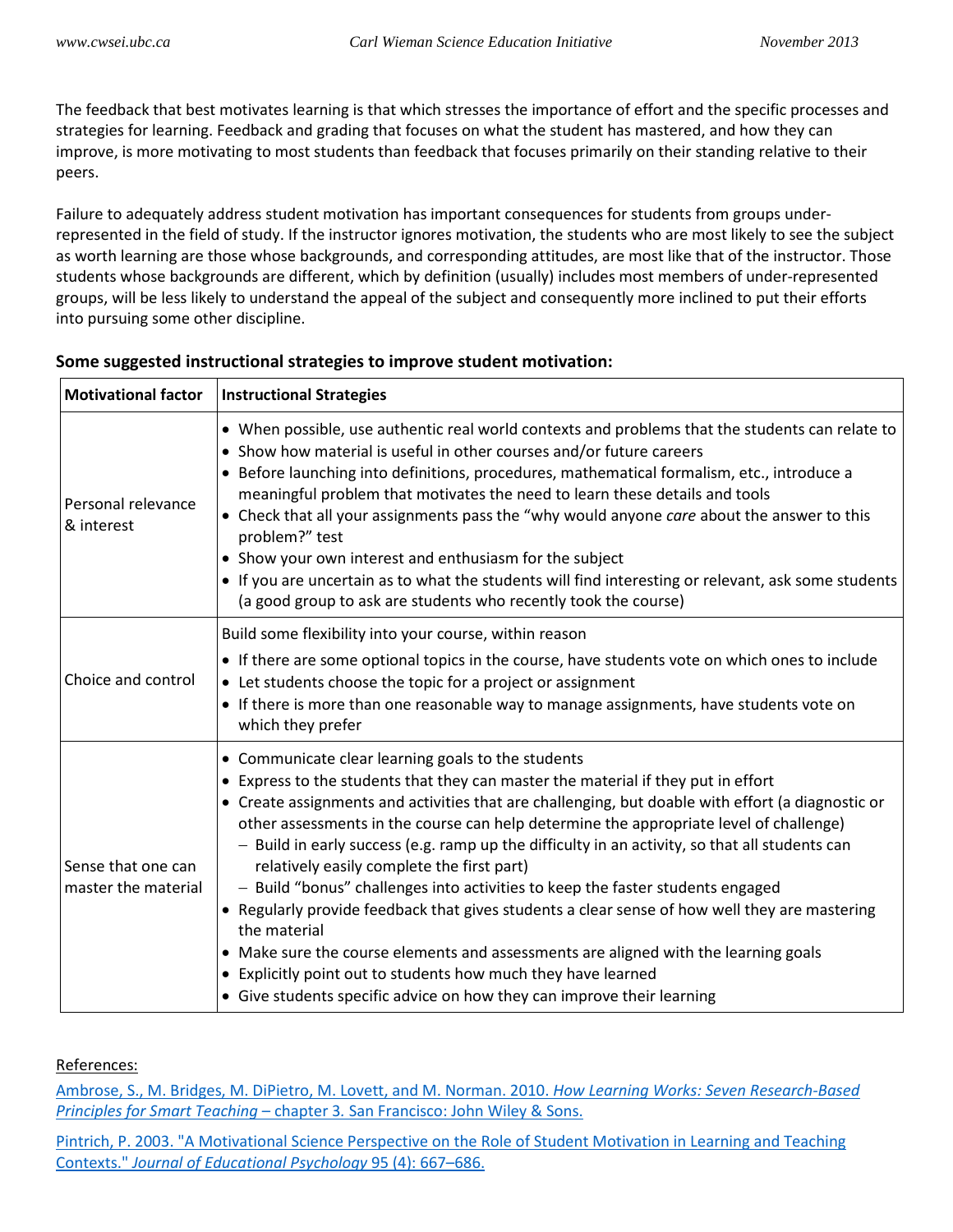The feedback that best motivates learning is that which stresses the importance of effort and the specific processes and strategies for learning. Feedback and grading that focuses on what the student has mastered, and how they can improve, is more motivating to most students than feedback that focuses primarily on their standing relative to their peers.

Failure to adequately address student motivation has important consequences for students from groups under-represented in the field of study. If the instructor ignores motivation, the students who are most likely to see the subject as worth learning are those whose backgrounds, and corresponding attitudes, are most like that of the instructor. Those students whose backgrounds are different, which by definition (usually) includes most members of under-represented groups, will be less likely to understand the appeal of the subject and consequently more inclined to put their efforts into pursuing some other discipline.

**Some suggested instructional strategies to improve student motivation:**

| Motivational factor | Instructional Strategies |
|---|---|
| Personal relevance & interest | • When possible, use authentic real world contexts and problems that the students can relate to<br>• Show how material is useful in other courses and/or future careers<br>• Before launching into definitions, procedures, mathematical formalism, etc., introduce a meaningful problem that motivates the need to learn these details and tools<br>• Check that all your assignments pass the "why would anyone *care* about the answer to this problem?" test<br>• Show your own interest and enthusiasm for the subject<br>• If you are uncertain as to what the students will find interesting or relevant, ask some students (a good group to ask are students who recently took the course) |
| Choice and control | Build some flexibility into your course, within reason<br>• If there are some optional topics in the course, have students vote on which ones to include<br>• Let students choose the topic for a project or assignment<br>• If there is more than one reasonable way to manage assignments, have students vote on which they prefer |
| Sense that one can master the material | • Communicate clear learning goals to the students<br>• Express to the students that they can master the material if they put in effort<br>• Create assignments and activities that are challenging, but doable with effort (a diagnostic or other assessments in the course can help determine the appropriate level of challenge)<br>&nbsp;&nbsp;– Build in early success (e.g. ramp up the difficulty in an activity, so that all students can relatively easily complete the first part)<br>&nbsp;&nbsp;– Build "bonus" challenges into activities to keep the faster students engaged<br>• Regularly provide feedback that gives students a clear sense of how well they are mastering the material<br>• Make sure the course elements and assessments are aligned with the learning goals<br>• Explicitly point out to students how much they have learned<br>• Give students specific advice on how they can improve their learning |

References:

Ambrose, S., M. Bridges, M. DiPietro, M. Lovett, and M. Norman. 2010. *How Learning Works: Seven Research-Based Principles for Smart Teaching* – chapter 3. San Francisco: John Wiley & Sons.

Pintrich, P. 2003. "A Motivational Science Perspective on the Role of Student Motivation in Learning and Teaching Contexts." *Journal of Educational Psychology* 95 (4): 667–686.